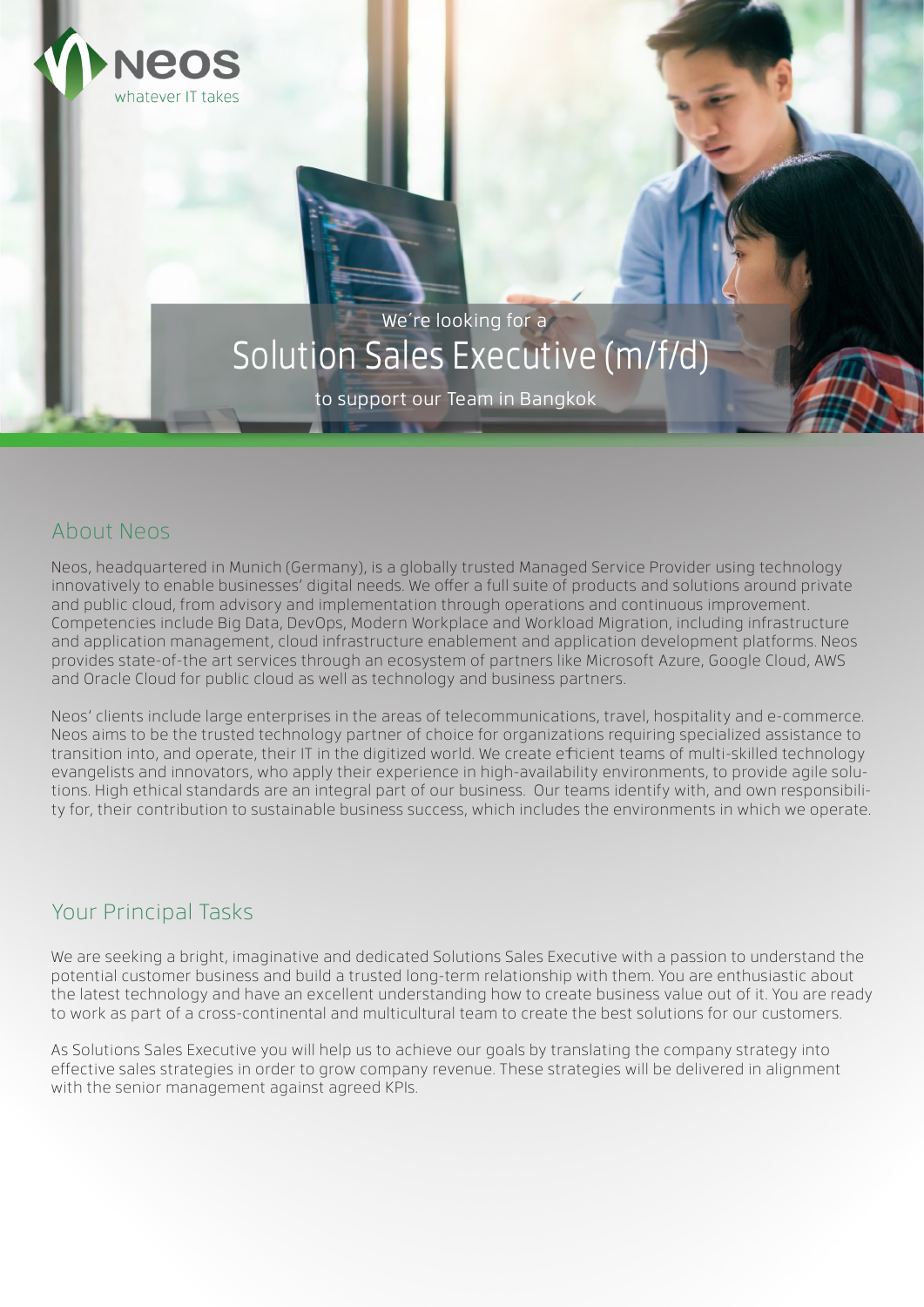Neos
whatever IT takes

We´re looking for a

# Solution Sales Executive (m/f/d)

to support our Team in Bangkok

## About Neos

Neos, headquartered in Munich (Germany), is a globally trusted Managed Service Provider using technology innovatively to enable businesses' digital needs. We offer a full suite of products and solutions around private and public cloud, from advisory and implementation through operations and continuous improvement. Competencies include Big Data, DevOps, Modern Workplace and Workload Migration, including infrastructure and application management, cloud infrastructure enablement and application development platforms. Neos provides state-of-the art services through an ecosystem of partners like Microsoft Azure, Google Cloud, AWS and Oracle Cloud for public cloud as well as technology and business partners.

Neos' clients include large enterprises in the areas of telecommunications, travel, hospitality and e-commerce. Neos aims to be the trusted technology partner of choice for organizations requiring specialized assistance to transition into, and operate, their IT in the digitized world. We create efficient teams of multi-skilled technology evangelists and innovators, who apply their experience in high-availability environments, to provide agile solutions. High ethical standards are an integral part of our business. Our teams identify with, and own responsibility for, their contribution to sustainable business success, which includes the environments in which we operate.

## Your Principal Tasks

We are seeking a bright, imaginative and dedicated Solutions Sales Executive with a passion to understand the potential customer business and build a trusted long-term relationship with them. You are enthusiastic about the latest technology and have an excellent understanding how to create business value out of it. You are ready to work as part of a cross-continental and multicultural team to create the best solutions for our customers.

As Solutions Sales Executive you will help us to achieve our goals by translating the company strategy into effective sales strategies in order to grow company revenue. These strategies will be delivered in alignment with the senior management against agreed KPIs.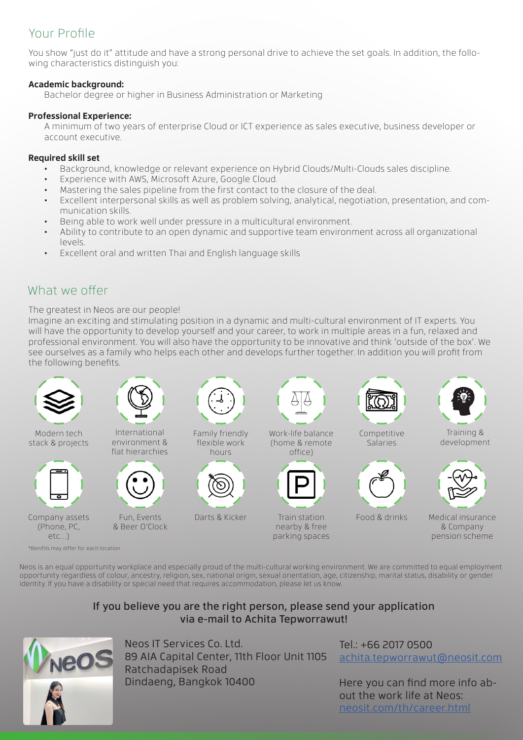## Your Profile

You show "just do it" attitude and have a strong personal drive to achieve the set goals. In addition, the following characteristics distinguish you:

**Academic background:**

Bachelor degree or higher in Business Administration or Marketing

**Professional Experience:**

A minimum of two years of enterprise Cloud or ICT experience as sales executive, business developer or account executive.

**Required skill set**

- Background, knowledge or relevant experience on Hybrid Clouds/Multi-Clouds sales discipline.
- Experience with AWS, Microsoft Azure, Google Cloud.
- Mastering the sales pipeline from the first contact to the closure of the deal.
- Excellent interpersonal skills as well as problem solving, analytical, negotiation, presentation, and communication skills.
- Being able to work well under pressure in a multicultural environment.
- Ability to contribute to an open dynamic and supportive team environment across all organizational levels.
- Excellent oral and written Thai and English language skills

## What we offer

The greatest in Neos are our people!

Imagine an exciting and stimulating position in a dynamic and multi-cultural environment of IT experts. You will have the opportunity to develop yourself and your career, to work in multiple areas in a fun, relaxed and professional environment. You will also have the opportunity to be innovative and think 'outside of the box'. We see ourselves as a family who helps each other and develops further together. In addition you will profit from the following benefits.

- Modern tech stack & projects
- International environment & flat hierarchies
- Family friendly flexible work hours
- Work-life balance (home & remote office)
- Competitive Salaries
- Training & development
- Company assets (Phone, PC, etc...)
- Fun, Events & Beer O'Clock
- Darts & Kicker
- Train station nearby & free parking spaces
- Food & drinks
- Medical insurance & Company pension scheme

*Benifits may differ for each location

Neos is an equal opportunity workplace and especially proud of the multi-cultural working environment. We are committed to equal employment opportunity regardless of colour, ancestry, religion, sex, national origin, sexual orientation, age, citizenship, marital status, disability or gender identity. If you have a disability or special need that requires accommodation, please let us know.

**If you believe you are the right person, please send your application via e-mail to Achita Tepworrawut!**

Neos IT Services Co. Ltd.
89 AIA Capital Center, 11th Floor Unit 1105
Ratchadapisek Road
Dindaeng, Bangkok 10400

Tel.: +66 2017 0500
achita.tepworrawut@neosit.com

Here you can find more info about the work life at Neos:
neosit.com/th/career.html